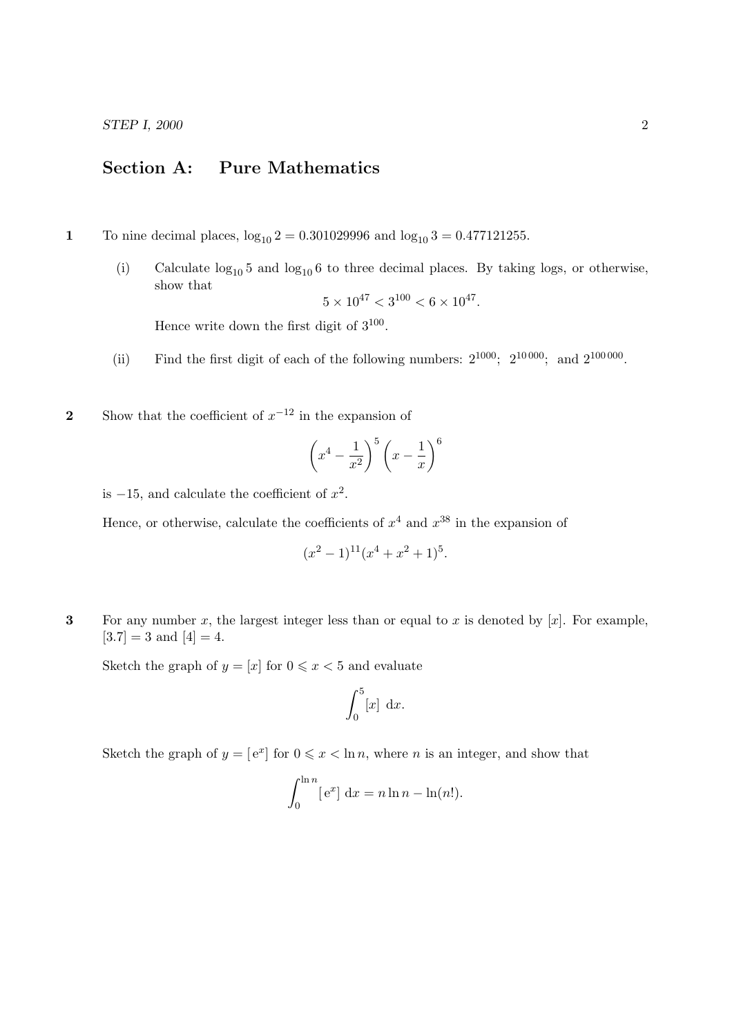## Section A: Pure Mathematics

**1** To nine decimal places, $\log_{10} 2 = 0.301029996$ and $\log_{10} 3 = 0.477121255$.

(i) Calculate $\log_{10} 5$ and $\log_{10} 6$ to three decimal places. By taking logs, or otherwise, show that

$$5 \times 10^{47} < 3^{100} < 6 \times 10^{47}.$$

Hence write down the first digit of $3^{100}$.

(ii) Find the first digit of each of the following numbers: $2^{1000}$; $2^{10\,000}$; and $2^{100\,000}$.

**2** Show that the coefficient of $x^{-12}$ in the expansion of

$$\left(x^4 - \frac{1}{x^2}\right)^5 \left(x - \frac{1}{x}\right)^6$$

is $-15$, and calculate the coefficient of $x^2$.

Hence, or otherwise, calculate the coefficients of $x^4$ and $x^{38}$ in the expansion of

$$(x^2 - 1)^{11}(x^4 + x^2 + 1)^5.$$

**3** For any number $x$, the largest integer less than or equal to $x$ is denoted by $[x]$. For example, $[3.7] = 3$ and $[4] = 4$.

Sketch the graph of $y = [x]$ for $0 \leqslant x < 5$ and evaluate

$$\int_0^5 [x] \, \mathrm{d}x.$$

Sketch the graph of $y = [\,\mathrm{e}^x]$ for $0 \leqslant x < \ln n$, where $n$ is an integer, and show that

$$\int_0^{\ln n} [\,\mathrm{e}^x] \, \mathrm{d}x = n \ln n - \ln(n!).$$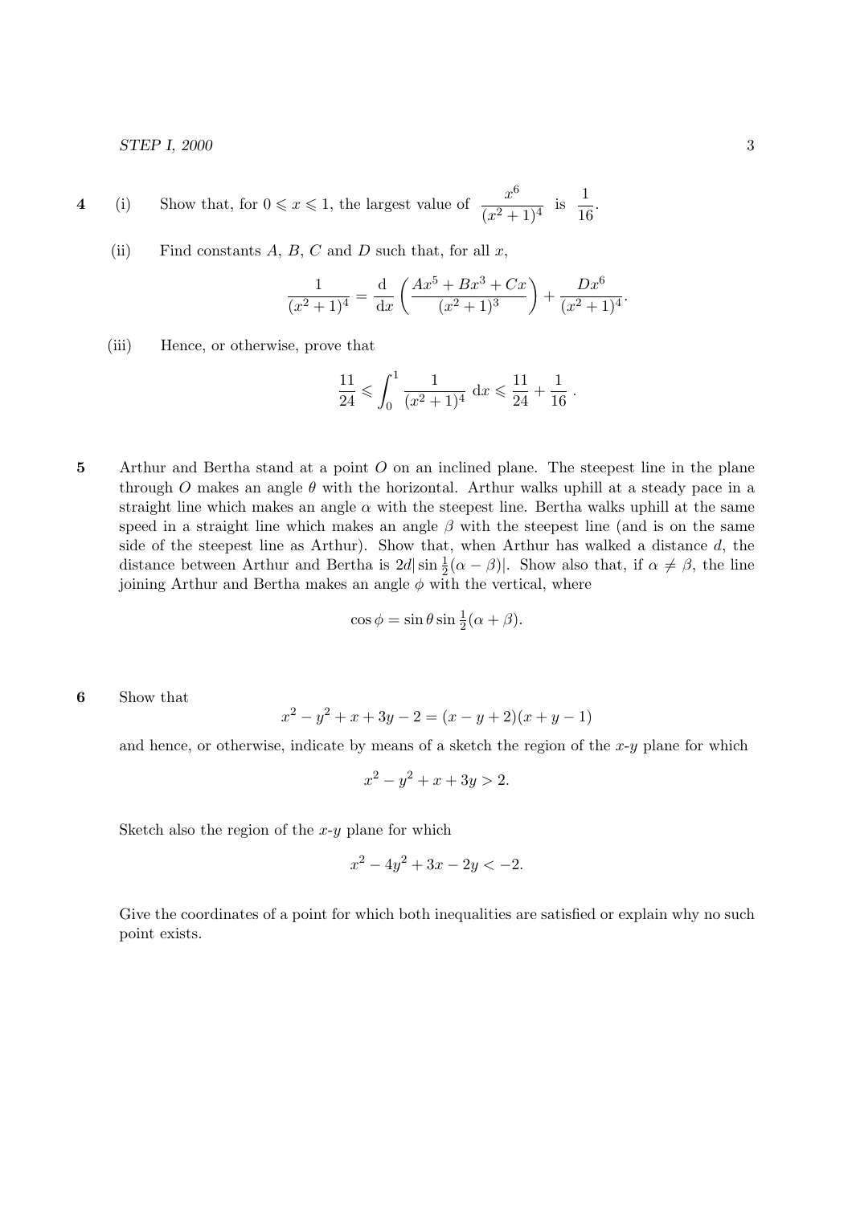**4** (i) Show that, for $0 \leqslant x \leqslant 1$, the largest value of $\dfrac{x^6}{(x^2+1)^4}$ is $\dfrac{1}{16}$.

(ii) Find constants $A$, $B$, $C$ and $D$ such that, for all $x$,

$$\frac{1}{(x^2+1)^4} = \frac{\mathrm{d}}{\mathrm{d}x}\left(\frac{Ax^5 + Bx^3 + Cx}{(x^2+1)^3}\right) + \frac{Dx^6}{(x^2+1)^4}.$$

(iii) Hence, or otherwise, prove that

$$\frac{11}{24} \leqslant \int_0^1 \frac{1}{(x^2+1)^4}\,\mathrm{d}x \leqslant \frac{11}{24} + \frac{1}{16}\,.$$

**5** Arthur and Bertha stand at a point $O$ on an inclined plane. The steepest line in the plane through $O$ makes an angle $\theta$ with the horizontal. Arthur walks uphill at a steady pace in a straight line which makes an angle $\alpha$ with the steepest line. Bertha walks uphill at the same speed in a straight line which makes an angle $\beta$ with the steepest line (and is on the same side of the steepest line as Arthur). Show that, when Arthur has walked a distance $d$, the distance between Arthur and Bertha is $2d|\sin\frac{1}{2}(\alpha-\beta)|$. Show also that, if $\alpha \neq \beta$, the line joining Arthur and Bertha makes an angle $\phi$ with the vertical, where

$$\cos\phi = \sin\theta\sin\tfrac{1}{2}(\alpha+\beta).$$

**6** Show that

$$x^2 - y^2 + x + 3y - 2 = (x - y + 2)(x + y - 1)$$

and hence, or otherwise, indicate by means of a sketch the region of the $x$-$y$ plane for which

$$x^2 - y^2 + x + 3y > 2.$$

Sketch also the region of the $x$-$y$ plane for which

$$x^2 - 4y^2 + 3x - 2y < -2.$$

Give the coordinates of a point for which both inequalities are satisfied or explain why no such point exists.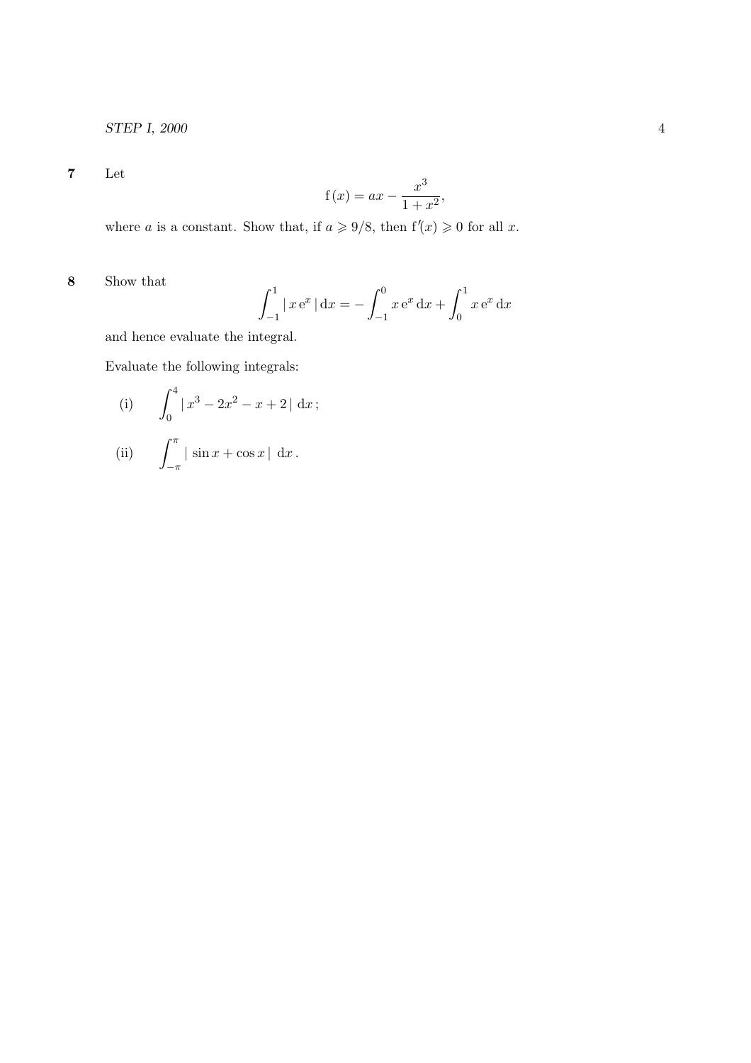**7** Let

$$f(x) = ax - \frac{x^3}{1+x^2},$$

where $a$ is a constant. Show that, if $a \geqslant 9/8$, then $f'(x) \geqslant 0$ for all $x$.

**8** Show that

$$\int_{-1}^{1} |\, x\,e^x \,|\, dx = -\int_{-1}^{0} x\,e^x\, dx + \int_{0}^{1} x\,e^x\, dx$$

and hence evaluate the integral.

Evaluate the following integrals:

(i) $$\int_0^4 |\, x^3 - 2x^2 - x + 2 \,|\ dx\,;$$

(ii) $$\int_{-\pi}^{\pi} |\, \sin x + \cos x \,|\ dx\,.$$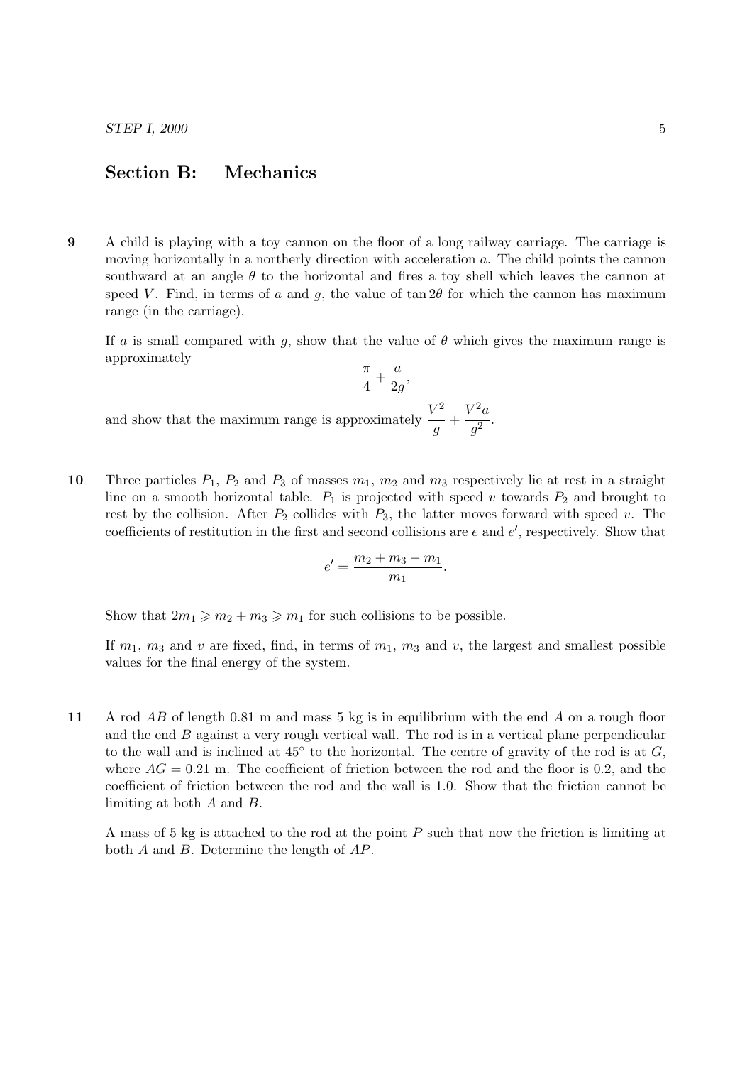## Section B: Mechanics

**9** A child is playing with a toy cannon on the floor of a long railway carriage. The carriage is moving horizontally in a northerly direction with acceleration $a$. The child points the cannon southward at an angle $\theta$ to the horizontal and fires a toy shell which leaves the cannon at speed $V$. Find, in terms of $a$ and $g$, the value of $\tan 2\theta$ for which the cannon has maximum range (in the carriage).

If $a$ is small compared with $g$, show that the value of $\theta$ which gives the maximum range is approximately

$$\frac{\pi}{4} + \frac{a}{2g},$$

and show that the maximum range is approximately $\dfrac{V^2}{g} + \dfrac{V^2 a}{g^2}$.

**10** Three particles $P_1$, $P_2$ and $P_3$ of masses $m_1$, $m_2$ and $m_3$ respectively lie at rest in a straight line on a smooth horizontal table. $P_1$ is projected with speed $v$ towards $P_2$ and brought to rest by the collision. After $P_2$ collides with $P_3$, the latter moves forward with speed $v$. The coefficients of restitution in the first and second collisions are $e$ and $e'$, respectively. Show that

$$e' = \frac{m_2 + m_3 - m_1}{m_1}.$$

Show that $2m_1 \geqslant m_2 + m_3 \geqslant m_1$ for such collisions to be possible.

If $m_1$, $m_3$ and $v$ are fixed, find, in terms of $m_1$, $m_3$ and $v$, the largest and smallest possible values for the final energy of the system.

**11** A rod $AB$ of length 0.81 m and mass 5 kg is in equilibrium with the end $A$ on a rough floor and the end $B$ against a very rough vertical wall. The rod is in a vertical plane perpendicular to the wall and is inclined at $45^\circ$ to the horizontal. The centre of gravity of the rod is at $G$, where $AG = 0.21$ m. The coefficient of friction between the rod and the floor is 0.2, and the coefficient of friction between the rod and the wall is 1.0. Show that the friction cannot be limiting at both $A$ and $B$.

A mass of 5 kg is attached to the rod at the point $P$ such that now the friction is limiting at both $A$ and $B$. Determine the length of $AP$.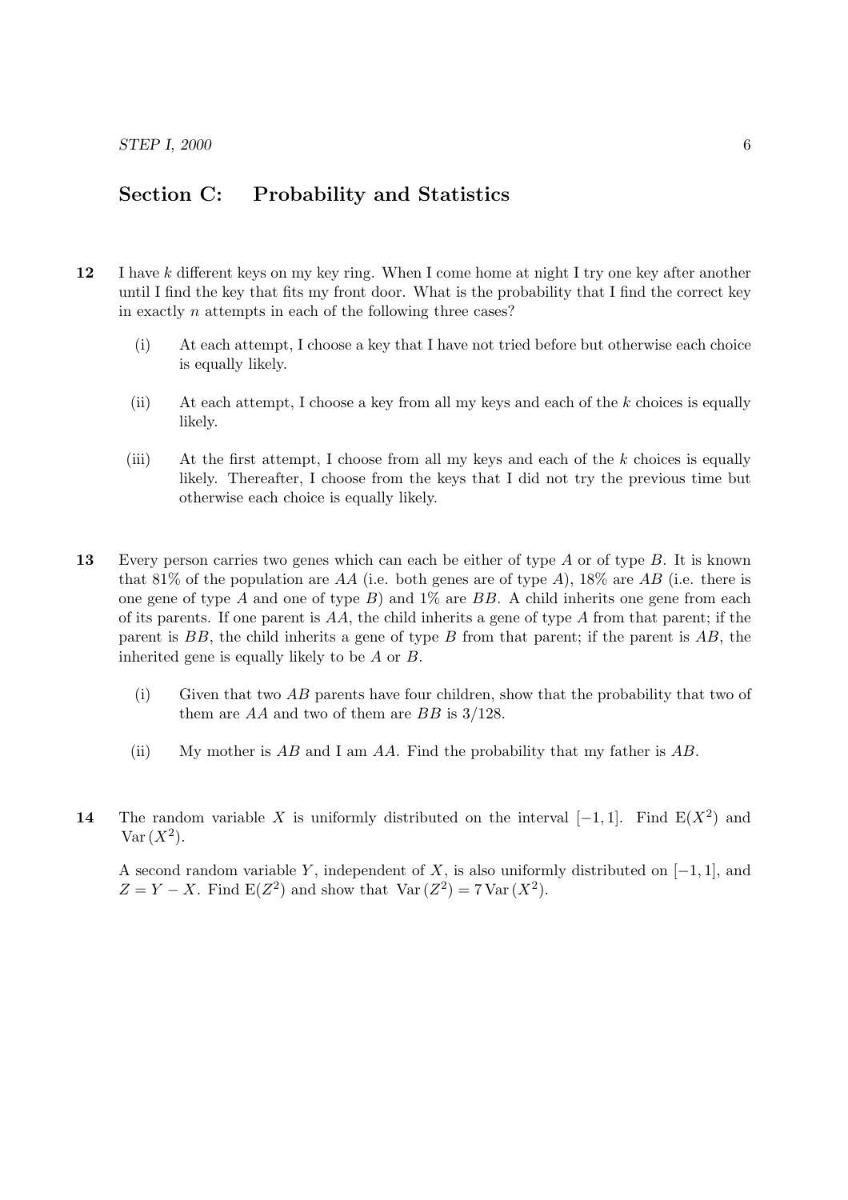## Section C: Probability and Statistics

**12** I have $k$ different keys on my key ring. When I come home at night I try one key after another until I find the key that fits my front door. What is the probability that I find the correct key in exactly $n$ attempts in each of the following three cases?

(i) At each attempt, I choose a key that I have not tried before but otherwise each choice is equally likely.

(ii) At each attempt, I choose a key from all my keys and each of the $k$ choices is equally likely.

(iii) At the first attempt, I choose from all my keys and each of the $k$ choices is equally likely. Thereafter, I choose from the keys that I did not try the previous time but otherwise each choice is equally likely.

**13** Every person carries two genes which can each be either of type $A$ or of type $B$. It is known that 81% of the population are $AA$ (i.e. both genes are of type $A$), 18% are $AB$ (i.e. there is one gene of type $A$ and one of type $B$) and 1% are $BB$. A child inherits one gene from each of its parents. If one parent is $AA$, the child inherits a gene of type $A$ from that parent; if the parent is $BB$, the child inherits a gene of type $B$ from that parent; if the parent is $AB$, the inherited gene is equally likely to be $A$ or $B$.

(i) Given that two $AB$ parents have four children, show that the probability that two of them are $AA$ and two of them are $BB$ is $3/128$.

(ii) My mother is $AB$ and I am $AA$. Find the probability that my father is $AB$.

**14** The random variable $X$ is uniformly distributed on the interval $[-1, 1]$. Find $\mathrm{E}(X^2)$ and $\mathrm{Var}\,(X^2)$.

A second random variable $Y$, independent of $X$, is also uniformly distributed on $[-1, 1]$, and $Z = Y - X$. Find $\mathrm{E}(Z^2)$ and show that $\mathrm{Var}\,(Z^2) = 7\,\mathrm{Var}\,(X^2)$.